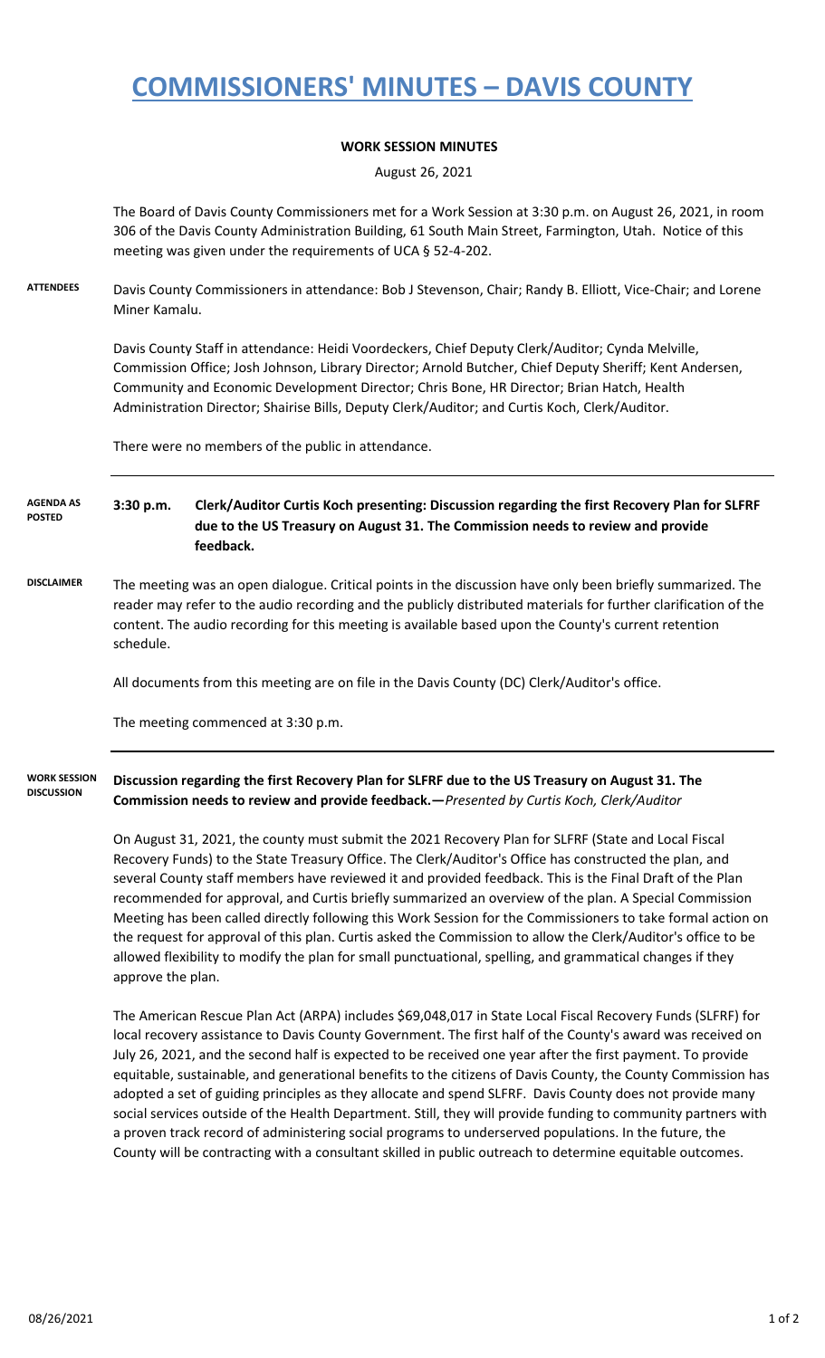# COMMISSIONERS' MINUTES – DAVIS COUNTY

**WORK SESSION MINUTES**

August 26, 2021

The Board of Davis County Commissioners met for a Work Session at 3:30 p.m. on August 26, 2021, in room 306 of the Davis County Administration Building, 61 South Main Street, Farmington, Utah. Notice of this meeting was given under the requirements of UCA § 52-4-202.

**ATTENDEES**

Davis County Commissioners in attendance: Bob J Stevenson, Chair; Randy B. Elliott, Vice-Chair; and Lorene Miner Kamalu.

Davis County Staff in attendance: Heidi Voordeckers, Chief Deputy Clerk/Auditor; Cynda Melville, Commission Office; Josh Johnson, Library Director; Arnold Butcher, Chief Deputy Sheriff; Kent Andersen, Community and Economic Development Director; Chris Bone, HR Director; Brian Hatch, Health Administration Director; Shairise Bills, Deputy Clerk/Auditor; and Curtis Koch, Clerk/Auditor.

There were no members of the public in attendance.

**AGENDA AS POSTED**

**3:30 p.m. Clerk/Auditor Curtis Koch presenting: Discussion regarding the first Recovery Plan for SLFRF due to the US Treasury on August 31. The Commission needs to review and provide feedback.**

**DISCLAIMER**

The meeting was an open dialogue. Critical points in the discussion have only been briefly summarized. The reader may refer to the audio recording and the publicly distributed materials for further clarification of the content. The audio recording for this meeting is available based upon the County's current retention schedule.

All documents from this meeting are on file in the Davis County (DC) Clerk/Auditor's office.

The meeting commenced at 3:30 p.m.

**WORK SESSION DISCUSSION**

**Discussion regarding the first Recovery Plan for SLFRF due to the US Treasury on August 31. The Commission needs to review and provide feedback.—***Presented by Curtis Koch, Clerk/Auditor*

On August 31, 2021, the county must submit the 2021 Recovery Plan for SLFRF (State and Local Fiscal Recovery Funds) to the State Treasury Office. The Clerk/Auditor's Office has constructed the plan, and several County staff members have reviewed it and provided feedback. This is the Final Draft of the Plan recommended for approval, and Curtis briefly summarized an overview of the plan. A Special Commission Meeting has been called directly following this Work Session for the Commissioners to take formal action on the request for approval of this plan. Curtis asked the Commission to allow the Clerk/Auditor's office to be allowed flexibility to modify the plan for small punctuational, spelling, and grammatical changes if they approve the plan.

The American Rescue Plan Act (ARPA) includes $69,048,017 in State Local Fiscal Recovery Funds (SLFRF) for local recovery assistance to Davis County Government. The first half of the County's award was received on July 26, 2021, and the second half is expected to be received one year after the first payment. To provide equitable, sustainable, and generational benefits to the citizens of Davis County, the County Commission has adopted a set of guiding principles as they allocate and spend SLFRF. Davis County does not provide many social services outside of the Health Department. Still, they will provide funding to community partners with a proven track record of administering social programs to underserved populations. In the future, the County will be contracting with a consultant skilled in public outreach to determine equitable outcomes.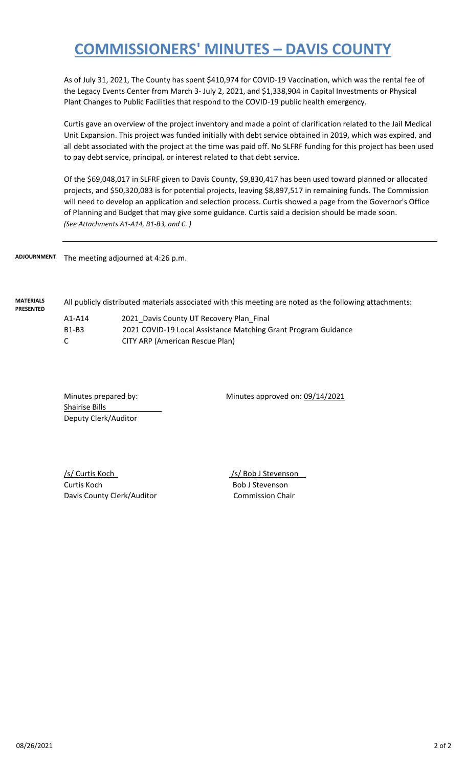# COMMISSIONERS' MINUTES – DAVIS COUNTY

As of July 31, 2021, The County has spent $410,974 for COVID-19 Vaccination, which was the rental fee of the Legacy Events Center from March 3- July 2, 2021, and $1,338,904 in Capital Investments or Physical Plant Changes to Public Facilities that respond to the COVID-19 public health emergency.

Curtis gave an overview of the project inventory and made a point of clarification related to the Jail Medical Unit Expansion. This project was funded initially with debt service obtained in 2019, which was expired, and all debt associated with the project at the time was paid off. No SLFRF funding for this project has been used to pay debt service, principal, or interest related to that debt service.

Of the $69,048,017 in SLFRF given to Davis County, $9,830,417 has been used toward planned or allocated projects, and $50,320,083 is for potential projects, leaving $8,897,517 in remaining funds. The Commission will need to develop an application and selection process. Curtis showed a page from the Governor's Office of Planning and Budget that may give some guidance. Curtis said a decision should be made soon.
*(See Attachments A1-A14, B1-B3, and C. )*

---

**ADJOURNMENT** The meeting adjourned at 4:26 p.m.

**MATERIALS PRESENTED** All publicly distributed materials associated with this meeting are noted as the following attachments:

| | |
|---|---|
| A1-A14 | 2021_Davis County UT Recovery Plan_Final |
| B1-B3 | 2021 COVID-19 Local Assistance Matching Grant Program Guidance |
| C | CITY ARP (American Rescue Plan) |

Minutes prepared by: Shairise Bills
Deputy Clerk/Auditor

Minutes approved on: 09/14/2021

/s/ Curtis Koch
Curtis Koch
Davis County Clerk/Auditor

/s/ Bob J Stevenson
Bob J Stevenson
Commission Chair